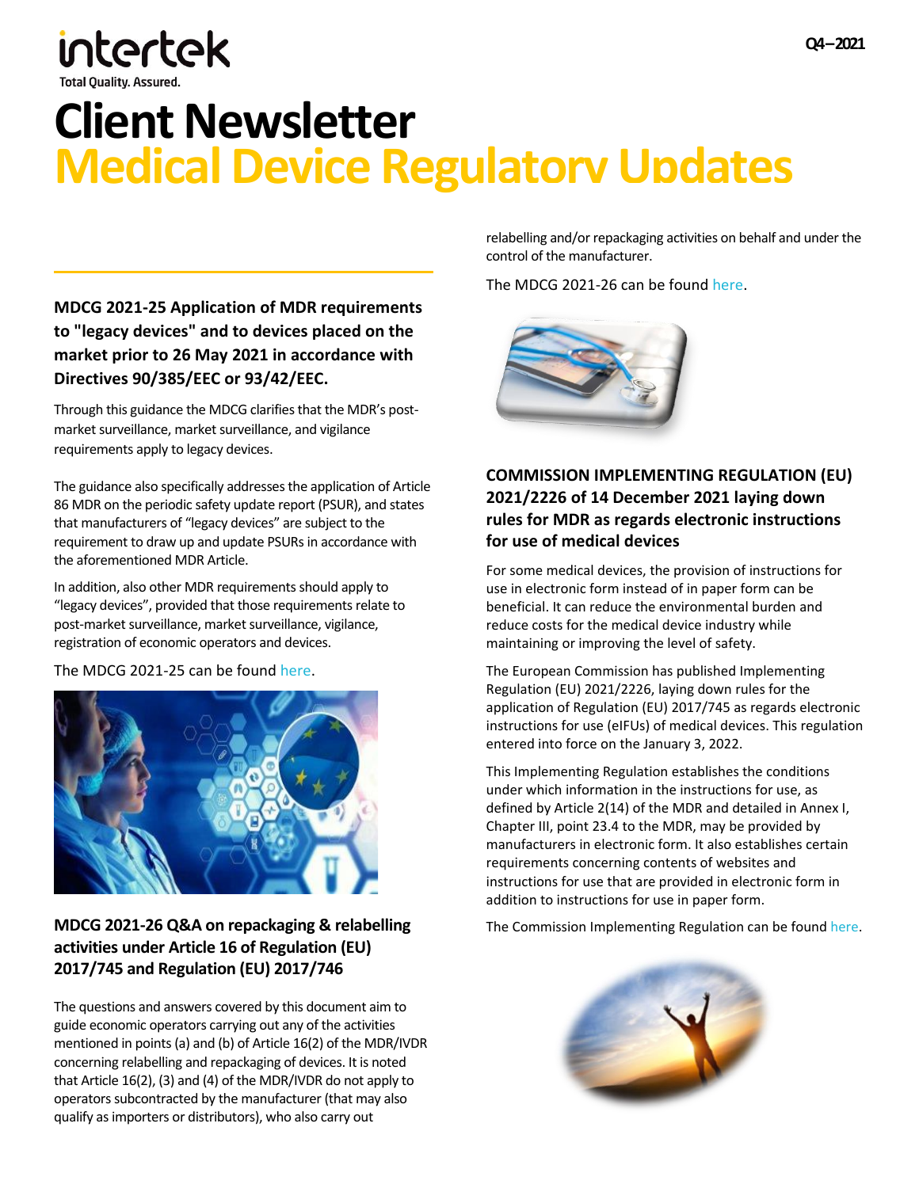# Client Newsletter
# Medical Device Regulatory Updates

Q4 – 2021

### MDCG 2021-25 Application of MDR requirements to "legacy devices" and to devices placed on the market prior to 26 May 2021 in accordance with Directives 90/385/EEC or 93/42/EEC.

Through this guidance the MDCG clarifies that the MDR's post-market surveillance, market surveillance, and vigilance requirements apply to legacy devices.

The guidance also specifically addresses the application of Article 86 MDR on the periodic safety update report (PSUR), and states that manufacturers of "legacy devices" are subject to the requirement to draw up and update PSURs in accordance with the aforementioned MDR Article.

In addition, also other MDR requirements should apply to "legacy devices", provided that those requirements relate to post-market surveillance, market surveillance, vigilance, registration of economic operators and devices.

The MDCG 2021-25 can be found here.

### MDCG 2021-26 Q&A on repackaging & relabelling activities under Article 16 of Regulation (EU) 2017/745 and Regulation (EU) 2017/746

The questions and answers covered by this document aim to guide economic operators carrying out any of the activities mentioned in points (a) and (b) of Article 16(2) of the MDR/IVDR concerning relabelling and repackaging of devices. It is noted that Article 16(2), (3) and (4) of the MDR/IVDR do not apply to operators subcontracted by the manufacturer (that may also qualify as importers or distributors), who also carry out relabelling and/or repackaging activities on behalf and under the control of the manufacturer.

The MDCG 2021-26 can be found here.

### COMMISSION IMPLEMENTING REGULATION (EU) 2021/2226 of 14 December 2021 laying down rules for MDR as regards electronic instructions for use of medical devices

For some medical devices, the provision of instructions for use in electronic form instead of in paper form can be beneficial. It can reduce the environmental burden and reduce costs for the medical device industry while maintaining or improving the level of safety.

The European Commission has published Implementing Regulation (EU) 2021/2226, laying down rules for the application of Regulation (EU) 2017/745 as regards electronic instructions for use (eIFUs) of medical devices. This regulation entered into force on the January 3, 2022.

This Implementing Regulation establishes the conditions under which information in the instructions for use, as defined by Article 2(14) of the MDR and detailed in Annex I, Chapter III, point 23.4 to the MDR, may be provided by manufacturers in electronic form. It also establishes certain requirements concerning contents of websites and instructions for use that are provided in electronic form in addition to instructions for use in paper form.

The Commission Implementing Regulation can be found here.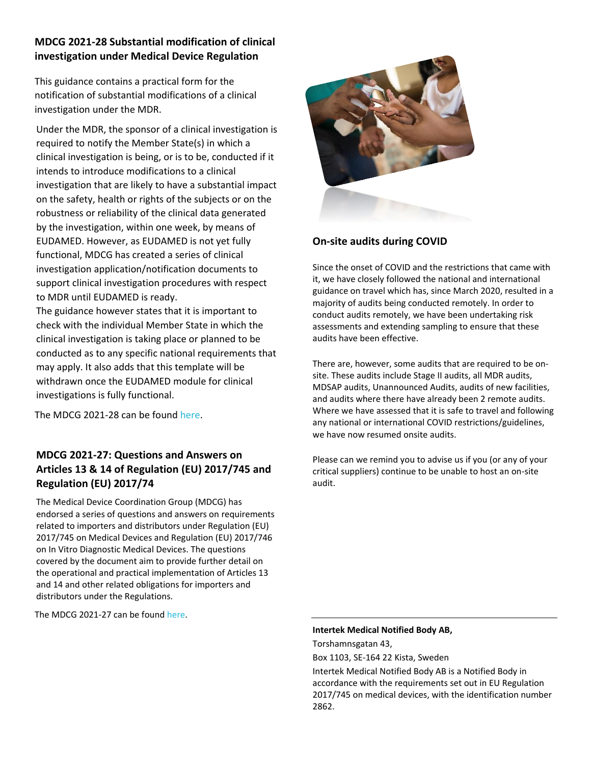## MDCG 2021-28 Substantial modification of clinical investigation under Medical Device Regulation

This guidance contains a practical form for the notification of substantial modifications of a clinical investigation under the MDR.

Under the MDR, the sponsor of a clinical investigation is required to notify the Member State(s) in which a clinical investigation is being, or is to be, conducted if it intends to introduce modifications to a clinical investigation that are likely to have a substantial impact on the safety, health or rights of the subjects or on the robustness or reliability of the clinical data generated by the investigation, within one week, by means of EUDAMED. However, as EUDAMED is not yet fully functional, MDCG has created a series of clinical investigation application/notification documents to support clinical investigation procedures with respect to MDR until EUDAMED is ready.

The guidance however states that it is important to check with the individual Member State in which the clinical investigation is taking place or planned to be conducted as to any specific national requirements that may apply. It also adds that this template will be withdrawn once the EUDAMED module for clinical investigations is fully functional.

The MDCG 2021-28 can be found here.

## MDCG 2021-27: Questions and Answers on Articles 13 & 14 of Regulation (EU) 2017/745 and Regulation (EU) 2017/74

The Medical Device Coordination Group (MDCG) has endorsed a series of questions and answers on requirements related to importers and distributors under Regulation (EU) 2017/745 on Medical Devices and Regulation (EU) 2017/746 on In Vitro Diagnostic Medical Devices. The questions covered by the document aim to provide further detail on the operational and practical implementation of Articles 13 and 14 and other related obligations for importers and distributors under the Regulations.

The MDCG 2021-27 can be found here.

## On-site audits during COVID

Since the onset of COVID and the restrictions that came with it, we have closely followed the national and international guidance on travel which has, since March 2020, resulted in a majority of audits being conducted remotely. In order to conduct audits remotely, we have been undertaking risk assessments and extending sampling to ensure that these audits have been effective.

There are, however, some audits that are required to be on-site. These audits include Stage II audits, all MDR audits, MDSAP audits, Unannounced Audits, audits of new facilities, and audits where there have already been 2 remote audits. Where we have assessed that it is safe to travel and following any national or international COVID restrictions/guidelines, we have now resumed onsite audits.

Please can we remind you to advise us if you (or any of your critical suppliers) continue to be unable to host an on-site audit.

---

**Intertek Medical Notified Body AB,**

Torshamnsgatan 43,

Box 1103, SE-164 22 Kista, Sweden

Intertek Medical Notified Body AB is a Notified Body in accordance with the requirements set out in EU Regulation 2017/745 on medical devices, with the identification number 2862.